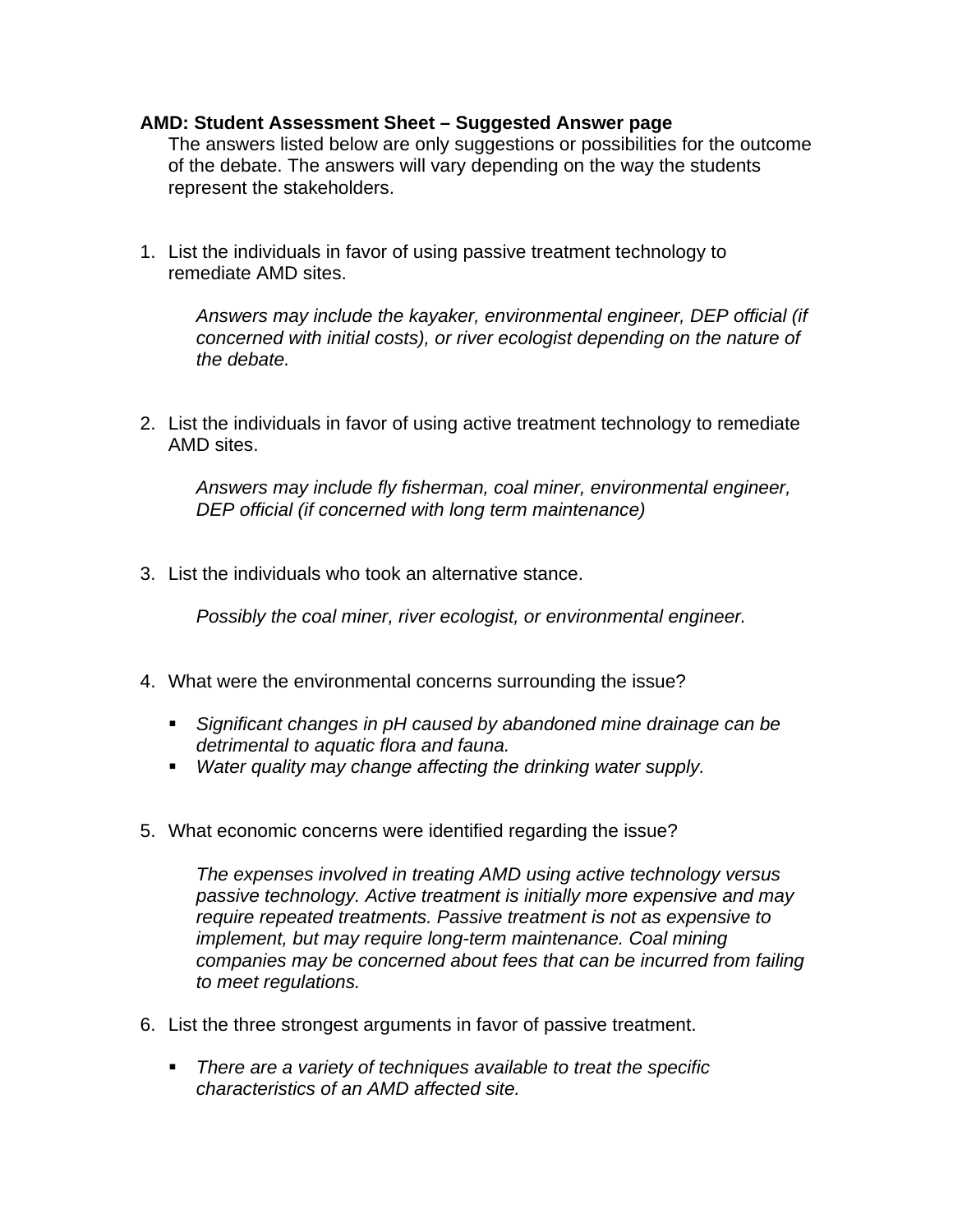**AMD: Student Assessment Sheet – Suggested Answer page**

The answers listed below are only suggestions or possibilities for the outcome of the debate. The answers will vary depending on the way the students represent the stakeholders.

1. List the individuals in favor of using passive treatment technology to remediate AMD sites.

   *Answers may include the kayaker, environmental engineer, DEP official (if concerned with initial costs), or river ecologist depending on the nature of the debate.*

2. List the individuals in favor of using active treatment technology to remediate AMD sites.

   *Answers may include fly fisherman, coal miner, environmental engineer, DEP official (if concerned with long term maintenance)*

3. List the individuals who took an alternative stance.

   *Possibly the coal miner, river ecologist, or environmental engineer.*

4. What were the environmental concerns surrounding the issue?

   - *Significant changes in pH caused by abandoned mine drainage can be detrimental to aquatic flora and fauna.*
   - *Water quality may change affecting the drinking water supply.*

5. What economic concerns were identified regarding the issue?

   *The expenses involved in treating AMD using active technology versus passive technology. Active treatment is initially more expensive and may require repeated treatments. Passive treatment is not as expensive to implement, but may require long-term maintenance. Coal mining companies may be concerned about fees that can be incurred from failing to meet regulations.*

6. List the three strongest arguments in favor of passive treatment.

   - *There are a variety of techniques available to treat the specific characteristics of an AMD affected site.*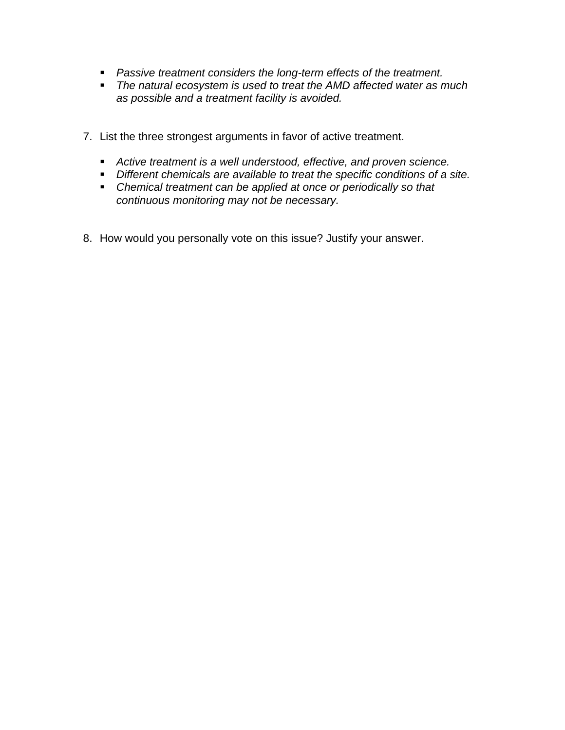- *Passive treatment considers the long-term effects of the treatment.*
- *The natural ecosystem is used to treat the AMD affected water as much as possible and a treatment facility is avoided.*

7. List the three strongest arguments in favor of active treatment.

   - *Active treatment is a well understood, effective, and proven science.*
   - *Different chemicals are available to treat the specific conditions of a site.*
   - *Chemical treatment can be applied at once or periodically so that continuous monitoring may not be necessary.*

8. How would you personally vote on this issue? Justify your answer.